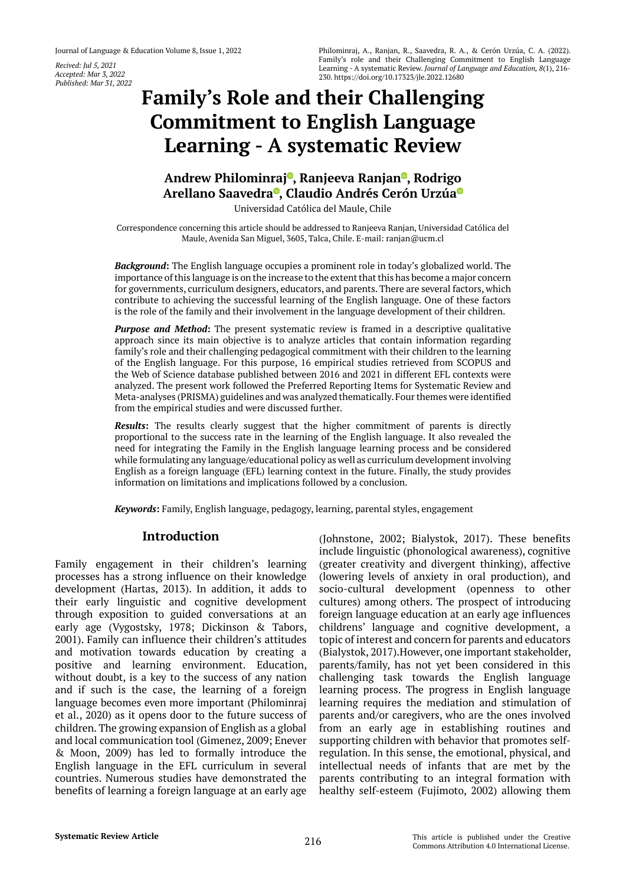*Recived: Jul 5, 2021*
*Accepted: Mar 3, 2022*
*Published: Mar 31, 2022*

Philominraj, A., Ranjan, R., Saavedra, R. A., & Cerón Urzúa, C. A. (2022). Family's role and their Challenging Commitment to English Language Learning - A systematic Review. *Journal of Language and Education, 8*(1), 216-230. https://doi.org/10.17323/jle.2022.12680

# Family's Role and their Challenging Commitment to English Language Learning - A systematic Review

**Andrew Philominraj, Ranjeeva Ranjan, Rodrigo Arellano Saavedra, Claudio Andrés Cerón Urzúa**

Universidad Católica del Maule, Chile

Correspondence concerning this article should be addressed to Ranjeeva Ranjan, Universidad Católica del Maule, Avenida San Miguel, 3605, Talca, Chile. E-mail: ranjan@ucm.cl

***Background*:** The English language occupies a prominent role in today's globalized world. The importance of this language is on the increase to the extent that this has become a major concern for governments, curriculum designers, educators, and parents. There are several factors, which contribute to achieving the successful learning of the English language. One of these factors is the role of the family and their involvement in the language development of their children.

***Purpose and Method*:** The present systematic review is framed in a descriptive qualitative approach since its main objective is to analyze articles that contain information regarding family's role and their challenging pedagogical commitment with their children to the learning of the English language. For this purpose, 16 empirical studies retrieved from SCOPUS and the Web of Science database published between 2016 and 2021 in different EFL contexts were analyzed. The present work followed the Preferred Reporting Items for Systematic Review and Meta-analyses (PRISMA) guidelines and was analyzed thematically. Four themes were identified from the empirical studies and were discussed further.

***Results*:** The results clearly suggest that the higher commitment of parents is directly proportional to the success rate in the learning of the English language. It also revealed the need for integrating the Family in the English language learning process and be considered while formulating any language/educational policy as well as curriculum development involving English as a foreign language (EFL) learning context in the future. Finally, the study provides information on limitations and implications followed by a conclusion.

***Keywords*:** Family, English language, pedagogy, learning, parental styles, engagement

## Introduction

Family engagement in their children's learning processes has a strong influence on their knowledge development (Hartas, 2013). In addition, it adds to their early linguistic and cognitive development through exposition to guided conversations at an early age (Vygostsky, 1978; Dickinson & Tabors, 2001). Family can influence their children's attitudes and motivation towards education by creating a positive and learning environment. Education, without doubt, is a key to the success of any nation and if such is the case, the learning of a foreign language becomes even more important (Philominraj et al., 2020) as it opens door to the future success of children. The growing expansion of English as a global and local communication tool (Gimenez, 2009; Enever & Moon, 2009) has led to formally introduce the English language in the EFL curriculum in several countries. Numerous studies have demonstrated the benefits of learning a foreign language at an early age (Johnstone, 2002; Bialystok, 2017). These benefits include linguistic (phonological awareness), cognitive (greater creativity and divergent thinking), affective (lowering levels of anxiety in oral production), and socio-cultural development (openness to other cultures) among others. The prospect of introducing foreign language education at an early age influences childrens' language and cognitive development, a topic of interest and concern for parents and educators (Bialystok, 2017).However, one important stakeholder, parents/family, has not yet been considered in this challenging task towards the English language learning process. The progress in English language learning requires the mediation and stimulation of parents and/or caregivers, who are the ones involved from an early age in establishing routines and supporting children with behavior that promotes self-regulation. In this sense, the emotional, physical, and intellectual needs of infants that are met by the parents contributing to an integral formation with healthy self-esteem (Fujimoto, 2002) allowing them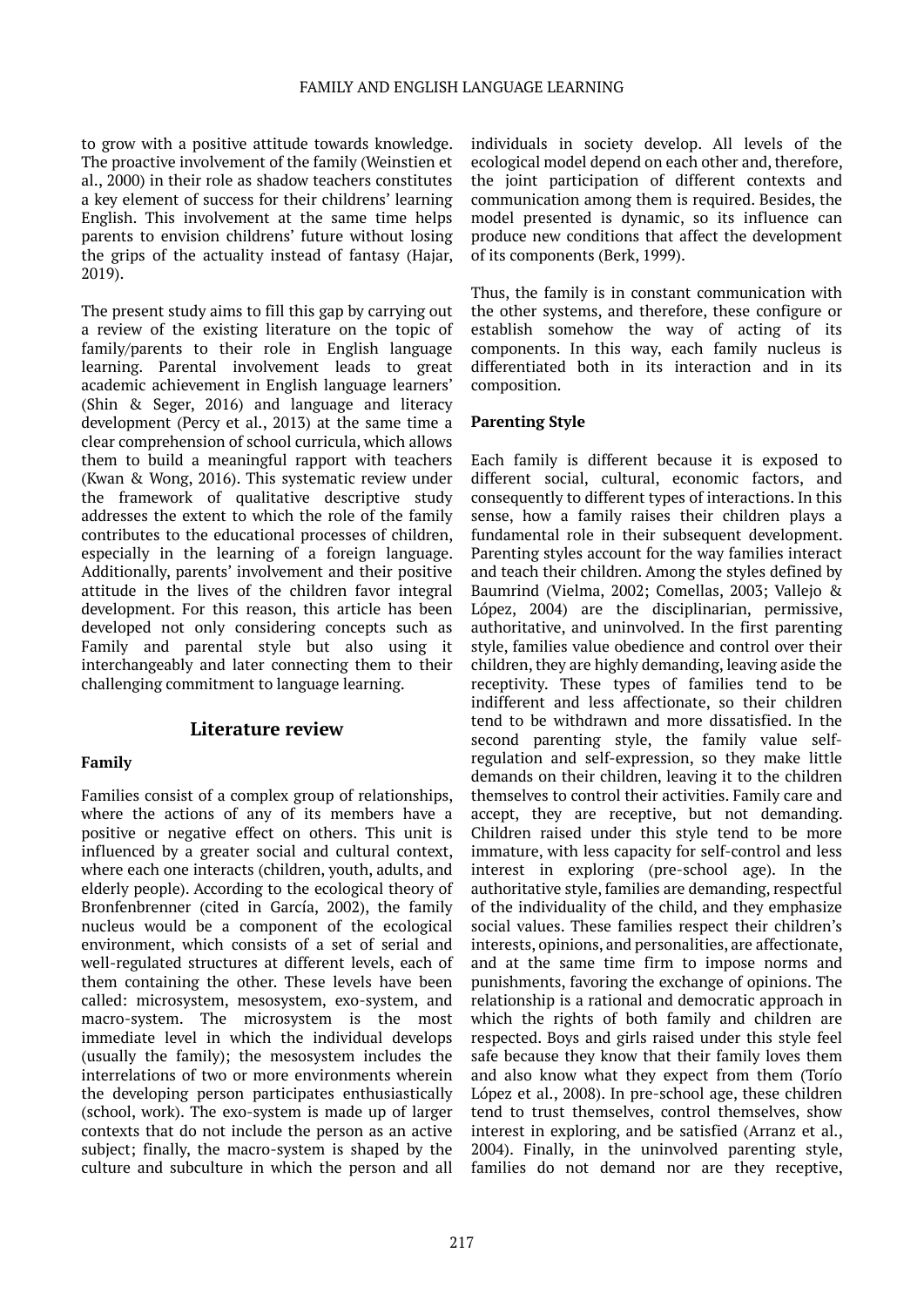to grow with a positive attitude towards knowledge. The proactive involvement of the family (Weinstien et al., 2000) in their role as shadow teachers constitutes a key element of success for their childrens' learning English. This involvement at the same time helps parents to envision childrens' future without losing the grips of the actuality instead of fantasy (Hajar, 2019).

The present study aims to fill this gap by carrying out a review of the existing literature on the topic of family/parents to their role in English language learning. Parental involvement leads to great academic achievement in English language learners' (Shin & Seger, 2016) and language and literacy development (Percy et al., 2013) at the same time a clear comprehension of school curricula, which allows them to build a meaningful rapport with teachers (Kwan & Wong, 2016). This systematic review under the framework of qualitative descriptive study addresses the extent to which the role of the family contributes to the educational processes of children, especially in the learning of a foreign language. Additionally, parents' involvement and their positive attitude in the lives of the children favor integral development. For this reason, this article has been developed not only considering concepts such as Family and parental style but also using it interchangeably and later connecting them to their challenging commitment to language learning.

## Literature review

### Family

Families consist of a complex group of relationships, where the actions of any of its members have a positive or negative effect on others. This unit is influenced by a greater social and cultural context, where each one interacts (children, youth, adults, and elderly people). According to the ecological theory of Bronfenbrenner (cited in García, 2002), the family nucleus would be a component of the ecological environment, which consists of a set of serial and well-regulated structures at different levels, each of them containing the other. These levels have been called: microsystem, mesosystem, exo-system, and macro-system. The microsystem is the most immediate level in which the individual develops (usually the family); the mesosystem includes the interrelations of two or more environments wherein the developing person participates enthusiastically (school, work). The exo-system is made up of larger contexts that do not include the person as an active subject; finally, the macro-system is shaped by the culture and subculture in which the person and all individuals in society develop. All levels of the ecological model depend on each other and, therefore, the joint participation of different contexts and communication among them is required. Besides, the model presented is dynamic, so its influence can produce new conditions that affect the development of its components (Berk, 1999).

Thus, the family is in constant communication with the other systems, and therefore, these configure or establish somehow the way of acting of its components. In this way, each family nucleus is differentiated both in its interaction and in its composition.

### Parenting Style

Each family is different because it is exposed to different social, cultural, economic factors, and consequently to different types of interactions. In this sense, how a family raises their children plays a fundamental role in their subsequent development. Parenting styles account for the way families interact and teach their children. Among the styles defined by Baumrind (Vielma, 2002; Comellas, 2003; Vallejo & López, 2004) are the disciplinarian, permissive, authoritative, and uninvolved. In the first parenting style, families value obedience and control over their children, they are highly demanding, leaving aside the receptivity. These types of families tend to be indifferent and less affectionate, so their children tend to be withdrawn and more dissatisfied. In the second parenting style, the family value self-regulation and self-expression, so they make little demands on their children, leaving it to the children themselves to control their activities. Family care and accept, they are receptive, but not demanding. Children raised under this style tend to be more immature, with less capacity for self-control and less interest in exploring (pre-school age). In the authoritative style, families are demanding, respectful of the individuality of the child, and they emphasize social values. These families respect their children's interests, opinions, and personalities, are affectionate, and at the same time firm to impose norms and punishments, favoring the exchange of opinions. The relationship is a rational and democratic approach in which the rights of both family and children are respected. Boys and girls raised under this style feel safe because they know that their family loves them and also know what they expect from them (Torío López et al., 2008). In pre-school age, these children tend to trust themselves, control themselves, show interest in exploring, and be satisfied (Arranz et al., 2004). Finally, in the uninvolved parenting style, families do not demand nor are they receptive,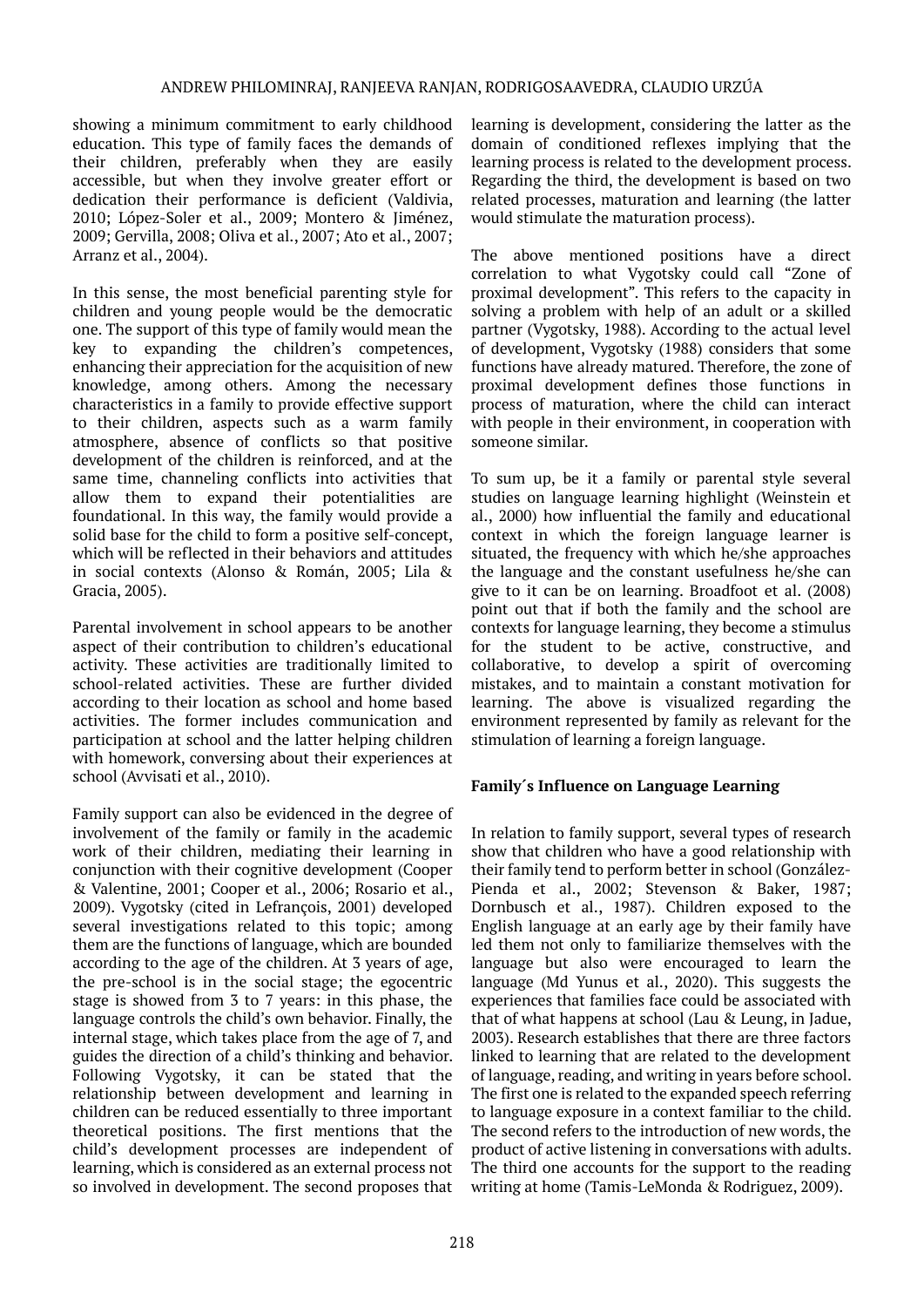showing a minimum commitment to early childhood education. This type of family faces the demands of their children, preferably when they are easily accessible, but when they involve greater effort or dedication their performance is deficient (Valdivia, 2010; López-Soler et al., 2009; Montero & Jiménez, 2009; Gervilla, 2008; Oliva et al., 2007; Ato et al., 2007; Arranz et al., 2004).

In this sense, the most beneficial parenting style for children and young people would be the democratic one. The support of this type of family would mean the key to expanding the children's competences, enhancing their appreciation for the acquisition of new knowledge, among others. Among the necessary characteristics in a family to provide effective support to their children, aspects such as a warm family atmosphere, absence of conflicts so that positive development of the children is reinforced, and at the same time, channeling conflicts into activities that allow them to expand their potentialities are foundational. In this way, the family would provide a solid base for the child to form a positive self-concept, which will be reflected in their behaviors and attitudes in social contexts (Alonso & Román, 2005; Lila & Gracia, 2005).

Parental involvement in school appears to be another aspect of their contribution to children's educational activity. These activities are traditionally limited to school-related activities. These are further divided according to their location as school and home based activities. The former includes communication and participation at school and the latter helping children with homework, conversing about their experiences at school (Avvisati et al., 2010).

Family support can also be evidenced in the degree of involvement of the family or family in the academic work of their children, mediating their learning in conjunction with their cognitive development (Cooper & Valentine, 2001; Cooper et al., 2006; Rosario et al., 2009). Vygotsky (cited in Lefrançois, 2001) developed several investigations related to this topic; among them are the functions of language, which are bounded according to the age of the children. At 3 years of age, the pre-school is in the social stage; the egocentric stage is showed from 3 to 7 years: in this phase, the language controls the child's own behavior. Finally, the internal stage, which takes place from the age of 7, and guides the direction of a child's thinking and behavior. Following Vygotsky, it can be stated that the relationship between development and learning in children can be reduced essentially to three important theoretical positions. The first mentions that the child's development processes are independent of learning, which is considered as an external process not so involved in development. The second proposes that learning is development, considering the latter as the domain of conditioned reflexes implying that the learning process is related to the development process. Regarding the third, the development is based on two related processes, maturation and learning (the latter would stimulate the maturation process).

The above mentioned positions have a direct correlation to what Vygotsky could call "Zone of proximal development". This refers to the capacity in solving a problem with help of an adult or a skilled partner (Vygotsky, 1988). According to the actual level of development, Vygotsky (1988) considers that some functions have already matured. Therefore, the zone of proximal development defines those functions in process of maturation, where the child can interact with people in their environment, in cooperation with someone similar.

To sum up, be it a family or parental style several studies on language learning highlight (Weinstein et al., 2000) how influential the family and educational context in which the foreign language learner is situated, the frequency with which he/she approaches the language and the constant usefulness he/she can give to it can be on learning. Broadfoot et al. (2008) point out that if both the family and the school are contexts for language learning, they become a stimulus for the student to be active, constructive, and collaborative, to develop a spirit of overcoming mistakes, and to maintain a constant motivation for learning. The above is visualized regarding the environment represented by family as relevant for the stimulation of learning a foreign language.

**Family´s Influence on Language Learning**

In relation to family support, several types of research show that children who have a good relationship with their family tend to perform better in school (González-Pienda et al., 2002; Stevenson & Baker, 1987; Dornbusch et al., 1987). Children exposed to the English language at an early age by their family have led them not only to familiarize themselves with the language but also were encouraged to learn the language (Md Yunus et al., 2020). This suggests the experiences that families face could be associated with that of what happens at school (Lau & Leung, in Jadue, 2003). Research establishes that there are three factors linked to learning that are related to the development of language, reading, and writing in years before school. The first one is related to the expanded speech referring to language exposure in a context familiar to the child. The second refers to the introduction of new words, the product of active listening in conversations with adults. The third one accounts for the support to the reading writing at home (Tamis-LeMonda & Rodriguez, 2009).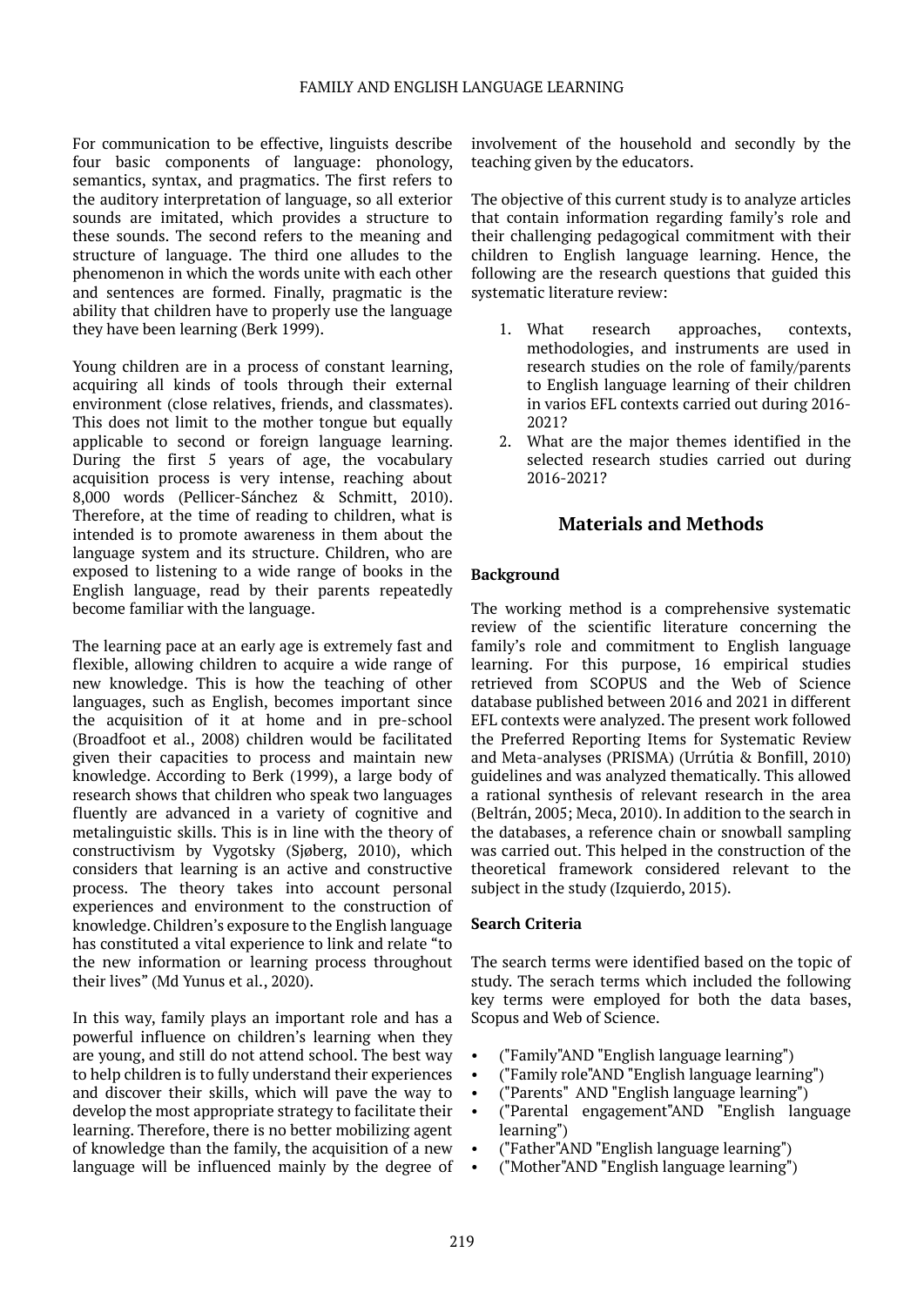For communication to be effective, linguists describe four basic components of language: phonology, semantics, syntax, and pragmatics. The first refers to the auditory interpretation of language, so all exterior sounds are imitated, which provides a structure to these sounds. The second refers to the meaning and structure of language. The third one alludes to the phenomenon in which the words unite with each other and sentences are formed. Finally, pragmatic is the ability that children have to properly use the language they have been learning (Berk 1999).

Young children are in a process of constant learning, acquiring all kinds of tools through their external environment (close relatives, friends, and classmates). This does not limit to the mother tongue but equally applicable to second or foreign language learning. During the first 5 years of age, the vocabulary acquisition process is very intense, reaching about 8,000 words (Pellicer-Sánchez & Schmitt, 2010). Therefore, at the time of reading to children, what is intended is to promote awareness in them about the language system and its structure. Children, who are exposed to listening to a wide range of books in the English language, read by their parents repeatedly become familiar with the language.

The learning pace at an early age is extremely fast and flexible, allowing children to acquire a wide range of new knowledge. This is how the teaching of other languages, such as English, becomes important since the acquisition of it at home and in pre-school (Broadfoot et al., 2008) children would be facilitated given their capacities to process and maintain new knowledge. According to Berk (1999), a large body of research shows that children who speak two languages fluently are advanced in a variety of cognitive and metalinguistic skills. This is in line with the theory of constructivism by Vygotsky (Sjøberg, 2010), which considers that learning is an active and constructive process. The theory takes into account personal experiences and environment to the construction of knowledge. Children's exposure to the English language has constituted a vital experience to link and relate "to the new information or learning process throughout their lives" (Md Yunus et al., 2020).

In this way, family plays an important role and has a powerful influence on children's learning when they are young, and still do not attend school. The best way to help children is to fully understand their experiences and discover their skills, which will pave the way to develop the most appropriate strategy to facilitate their learning. Therefore, there is no better mobilizing agent of knowledge than the family, the acquisition of a new language will be influenced mainly by the degree of involvement of the household and secondly by the teaching given by the educators.

The objective of this current study is to analyze articles that contain information regarding family's role and their challenging pedagogical commitment with their children to English language learning. Hence, the following are the research questions that guided this systematic literature review:

1. What research approaches, contexts, methodologies, and instruments are used in research studies on the role of family/parents to English language learning of their children in varios EFL contexts carried out during 2016-2021?
2. What are the major themes identified in the selected research studies carried out during 2016-2021?

## Materials and Methods

### Background

The working method is a comprehensive systematic review of the scientific literature concerning the family's role and commitment to English language learning. For this purpose, 16 empirical studies retrieved from SCOPUS and the Web of Science database published between 2016 and 2021 in different EFL contexts were analyzed. The present work followed the Preferred Reporting Items for Systematic Review and Meta-analyses (PRISMA) (Urrútia & Bonfill, 2010) guidelines and was analyzed thematically. This allowed a rational synthesis of relevant research in the area (Beltrán, 2005; Meca, 2010). In addition to the search in the databases, a reference chain or snowball sampling was carried out. This helped in the construction of the theoretical framework considered relevant to the subject in the study (Izquierdo, 2015).

### Search Criteria

The search terms were identified based on the topic of study. The serach terms which included the following key terms were employed for both the data bases, Scopus and Web of Science.

- ("Family"AND "English language learning")
- ("Family role"AND "English language learning")
- ("Parents" AND "English language learning")
- ("Parental engagement"AND "English language learning")
- ("Father"AND "English language learning")
- ("Mother"AND "English language learning")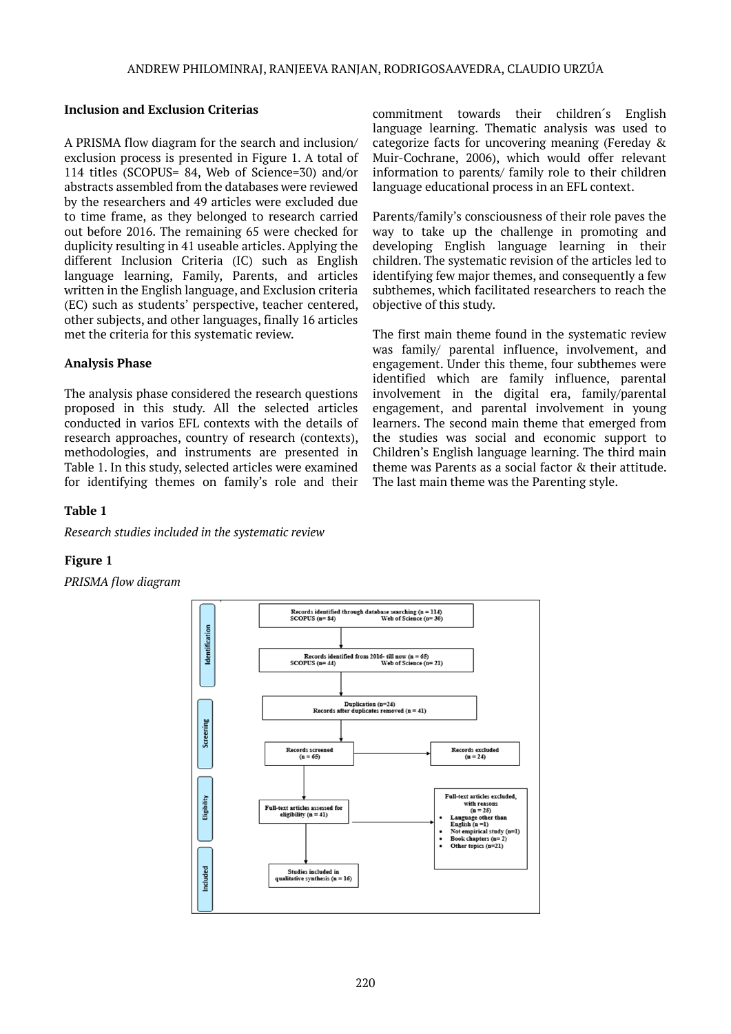### Inclusion and Exclusion Criterias

A PRISMA flow diagram for the search and inclusion/ exclusion process is presented in Figure 1. A total of 114 titles (SCOPUS= 84, Web of Science=30) and/or abstracts assembled from the databases were reviewed by the researchers and 49 articles were excluded due to time frame, as they belonged to research carried out before 2016. The remaining 65 were checked for duplicity resulting in 41 useable articles. Applying the different Inclusion Criteria (IC) such as English language learning, Family, Parents, and articles written in the English language, and Exclusion criteria (EC) such as students' perspective, teacher centered, other subjects, and other languages, finally 16 articles met the criteria for this systematic review.

### Analysis Phase

The analysis phase considered the research questions proposed in this study. All the selected articles conducted in varios EFL contexts with the details of research approaches, country of research (contexts), methodologies, and instruments are presented in Table 1. In this study, selected articles were examined for identifying themes on family's role and their commitment towards their children´s English language learning. Thematic analysis was used to categorize facts for uncovering meaning (Fereday & Muir-Cochrane, 2006), which would offer relevant information to parents/ family role to their children language educational process in an EFL context.

Parents/family's consciousness of their role paves the way to take up the challenge in promoting and developing English language learning in their children. The systematic revision of the articles led to identifying few major themes, and consequently a few subthemes, which facilitated researchers to reach the objective of this study.

The first main theme found in the systematic review was family/ parental influence, involvement, and engagement. Under this theme, four subthemes were identified which are family influence, parental involvement in the digital era, family/parental engagement, and parental involvement in young learners. The second main theme that emerged from the studies was social and economic support to Children's English language learning. The third main theme was Parents as a social factor & their attitude. The last main theme was the Parenting style.

**Table 1**

*Research studies included in the systematic review*

**Figure 1**

*PRISMA flow diagram*

- Identification
  - Records identified through database searching (n = 114) — SCOPUS (n= 84), Web of Science (n= 30)
  - Records identified from 2016- till now (n = 65) — SCOPUS (n= 44), Web of Science (n= 21)
  - Duplication (n=24). Records after duplicates removed (n = 41)
- Screening
  - Records screened (n = 65) → Records excluded (n = 24)
- Eligibility
  - Full-text articles assessed for eligibility (n = 41) → Full-text articles excluded, with reasons (n = 25):
    - Language other than English (n =1)
    - Not empirical study (n=1)
    - Book chapters (n= 2)
    - Other topics (n=21)
- Included
  - Studies included in qualitative synthesis (n = 16)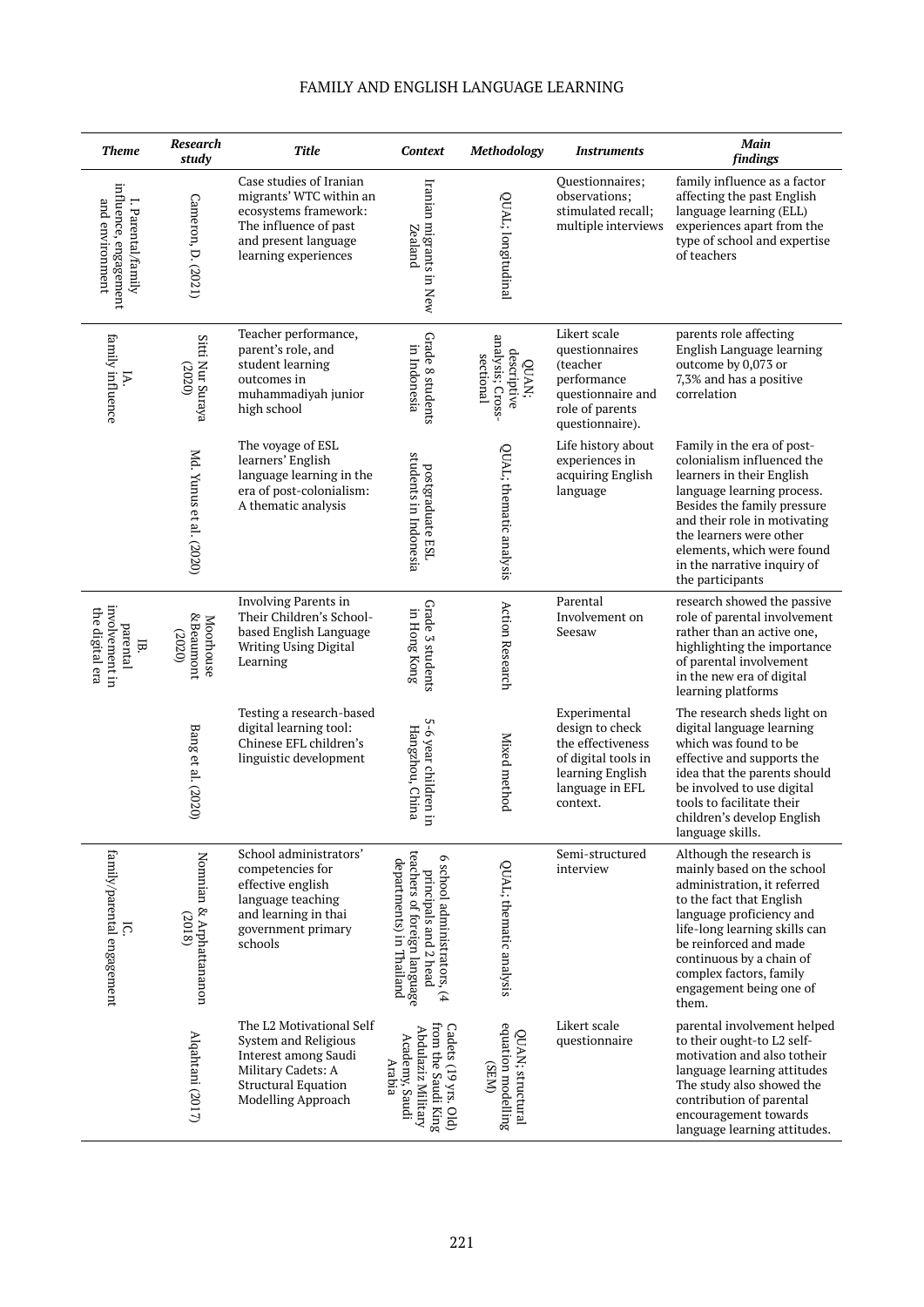| Theme | Research study | Title | Context | Methodology | Instruments | Main findings |
|---|---|---|---|---|---|---|
| I. Parental/family influence, engagement and environment | Cameron, D. (2021) | Case studies of Iranian migrants' WTC within an ecosystems framework: The influence of past and present language learning experiences | Iranian migrants in New Zealand | QUAL; longitudinal | Questionnaires; observations; stimulated recall; multiple interviews | family influence as a factor affecting the past English language learning (ELL) experiences apart from the type of school and expertise of teachers |
| IA. family influence | Sitti Nur Suraya (2020) | Teacher performance, parent's role, and student learning outcomes in muhammadiyah junior high school | Grade 8 students in Indonesia | QUAN; descriptive analysis; Cross-sectional | Likert scale questionnaires (teacher performance questionnaire and role of parents questionnaire). | parents role affecting English Language learning outcome by 0,073 or 7,3% and has a positive correlation |
| | Md. Yunus et al. (2020) | The voyage of ESL learners' English language learning in the era of post-colonialism: A thematic analysis | postgraduate ESL students in Indonesia | QUAL; thematic analysis | Life history about experiences in acquiring English language | Family in the era of post-colonialism influenced the learners in their English language learning process. Besides the family pressure and their role in motivating the learners were other elements, which were found in the narrative inquiry of the participants |
| IB. parental involvement in the digital era | Moorhouse &Beaumont (2020) | Involving Parents in Their Children's School-based English Language Writing Using Digital Learning | Grade 3 students in Hong Kong | Action Research | Parental Involvement on Seesaw | research showed the passive role of parental involvement rather than an active one, highlighting the importance of parental involvement in the new era of digital learning platforms |
| | Bang et al. (2020) | Testing a research-based digital learning tool: Chinese EFL children's linguistic development | 5-6 year children in Hangzhou, China | Mixed method | Experimental design to check the effectiveness of digital tools in learning English language in EFL context. | The research sheds light on digital language learning which was found to be effective and supports the idea that the parents should be involved to use digital tools to facilitate their children's develop English language skills. |
| IC. family/parental engagement | Nomnian & Arphattananon (2018) | School administrators' competencies for effective english language teaching and learning in thai government primary schools | 6 school administrators, (4 principals and 2 head teachers of foreign language departments) in Thailand | QUAL; thematic analysis | Semi-structured interview | Although the research is mainly based on the school administration, it referred to the fact that English language proficiency and life-long learning skills can be reinforced and made continuous by a chain of complex factors, family engagement being one of them. |
| | Alqahtani (2017) | The L2 Motivational Self System and Religious Interest among Saudi Military Cadets: A Structural Equation Modelling Approach | Cadets (19 yrs. Old) from the Saudi King Abdulaziz Military Academy, Saudi Arabia | QUAN; structural equation modelling (SEM) | Likert scale questionnaire | parental involvement helped to their ought-to L2 self-motivation and also totheir language learning attitudes The study also showed the contribution of parental encouragement towards language learning attitudes. |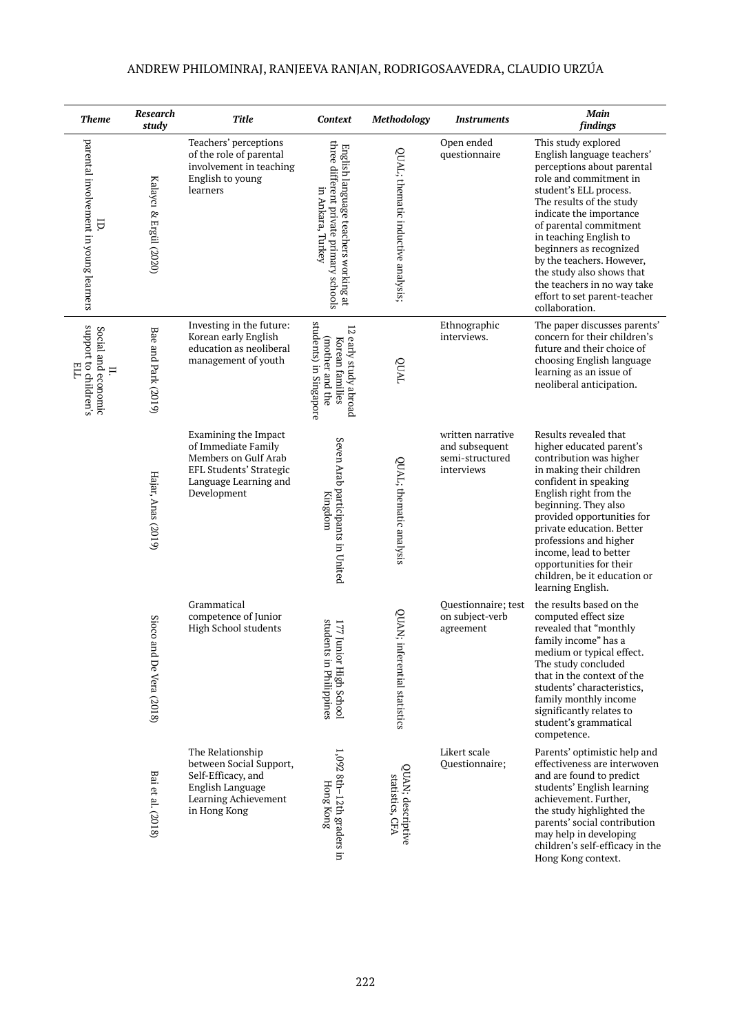| Theme | Research study | Title | Context | Methodology | Instruments | Main findings |
|---|---|---|---|---|---|---|
| ID. parental involvement in young learners | Kalaycı & Ergül (2020) | Teachers' perceptions of the role of parental involvement in teaching English to young learners | English language teachers working at three different private primary schools in Ankara, Turkey | QUAL; thematic inductive analysis; | Open ended questionnaire | This study explored English language teachers' perceptions about parental role and commitment in student's ELL process. The results of the study indicate the importance of parental commitment in teaching English to beginners as recognized by the teachers. However, the study also shows that the teachers in no way take effort to set parent-teacher collaboration. |
| II. Social and economic support to children's ELL | Bae and Park (2019) | Investing in the future: Korean early English education as neoliberal management of youth | 12 early study abroad Korean families (mother and the students) in Singapore | QUAL | Ethnographic interviews. | The paper discusses parents' concern for their children's future and their choice of choosing English language learning as an issue of neoliberal anticipation. |
| | Hajar, Anas (2019) | Examining the Impact of Immediate Family Members on Gulf Arab EFL Students' Strategic Language Learning and Development | Seven Arab participants in United Kingdom | QUAL; thematic analysis | written narrative and subsequent semi-structured interviews | Results revealed that higher educated parent's contribution was higher in making their children confident in speaking English right from the beginning. They also provided opportunities for private education. Better professions and higher income, lead to better opportunities for their children, be it education or learning English. |
| | Sioco and De Vera (2018) | Grammatical competence of Junior High School students | 177 Junior High School students in Philippines | QUAN; inferential statistics | Questionnaire; test on subject-verb agreement | the results based on the computed effect size revealed that "monthly family income" has a medium or typical effect. The study concluded that in the context of the students' characteristics, family monthly income significantly relates to student's grammatical competence. |
| | Bai et al. (2018) | The Relationship between Social Support, Self-Efficacy, and English Language Learning Achievement in Hong Kong | 1,092 8th–12th graders in Hong Kong | QUAN; descriptive statistics, CFA | Likert scale Questionnaire; | Parents' optimistic help and effectiveness are interwoven and are found to predict students' English learning achievement. Further, the study highlighted the parents' social contribution may help in developing children's self-efficacy in the Hong Kong context. |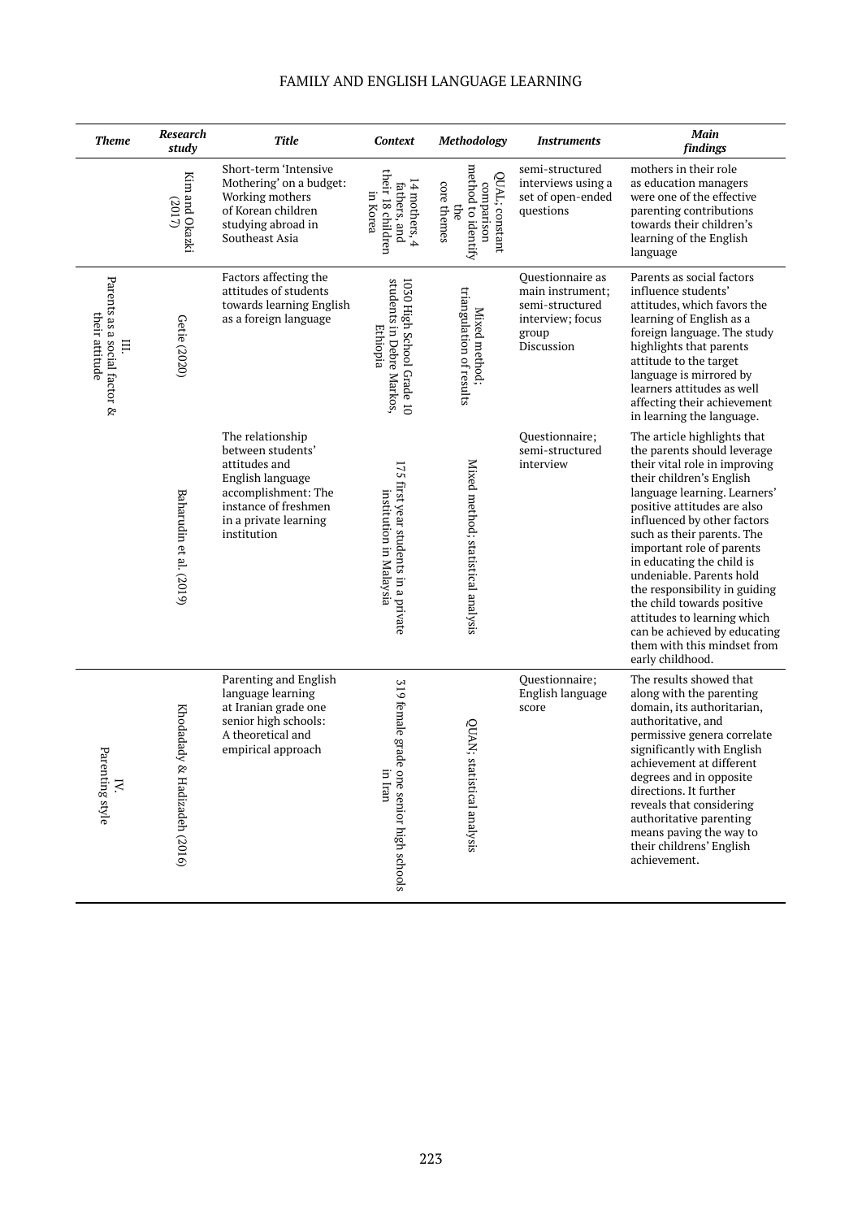| Theme | Research study | Title | Context | Methodology | Instruments | Main findings |
|---|---|---|---|---|---|---|
| | Kim and Okazki (2017) | Short-term 'Intensive Mothering' on a budget: Working mothers of Korean children studying abroad in Southeast Asia | 14 mothers, 4 fathers, and their 18 children in Korea | QUAL; constant comparison method to identify the core themes | semi-structured interviews using a set of open-ended questions | mothers in their role as education managers were one of the effective parenting contributions towards their children's learning of the English language |
| III. Parents as a social factor & their attitude | Getie (2020) | Factors affecting the attitudes of students towards learning English as a foreign language | 1030 High School Grade 10 students in Debre Markos, Ethiopia | Mixed method; triangulation of results | Questionnaire as main instrument; semi-structured interview; focus group Discussion | Parents as social factors influence students' attitudes, which favors the learning of English as a foreign language. The study highlights that parents attitude to the target language is mirrored by learners attitudes as well affecting their achievement in learning the language. |
| | Baharudin et al. (2019) | The relationship between students' attitudes and English language accomplishment: The instance of freshmen in a private learning institution | 175 first year students in a private institution in Malaysia | Mixed method; statistical analysis | Questionnaire; semi-structured interview | The article highlights that the parents should leverage their vital role in improving their children's English language learning. Learners' positive attitudes are also influenced by other factors such as their parents. The important role of parents in educating the child is undeniable. Parents hold the responsibility in guiding the child towards positive attitudes to learning which can be achieved by educating them with this mindset from early childhood. |
| IV. Parenting style | Khodadady & Hadizadeh (2016) | Parenting and English language learning at Iranian grade one senior high schools: A theoretical and empirical approach | 319 female grade one senior high schools in Iran | QUAN; statistical analysis | Questionnaire; English language score | The results showed that along with the parenting domain, its authoritarian, authoritative, and permissive genera correlate significantly with English achievement at different degrees and in opposite directions. It further reveals that considering authoritative parenting means paving the way to their childrens' English achievement. |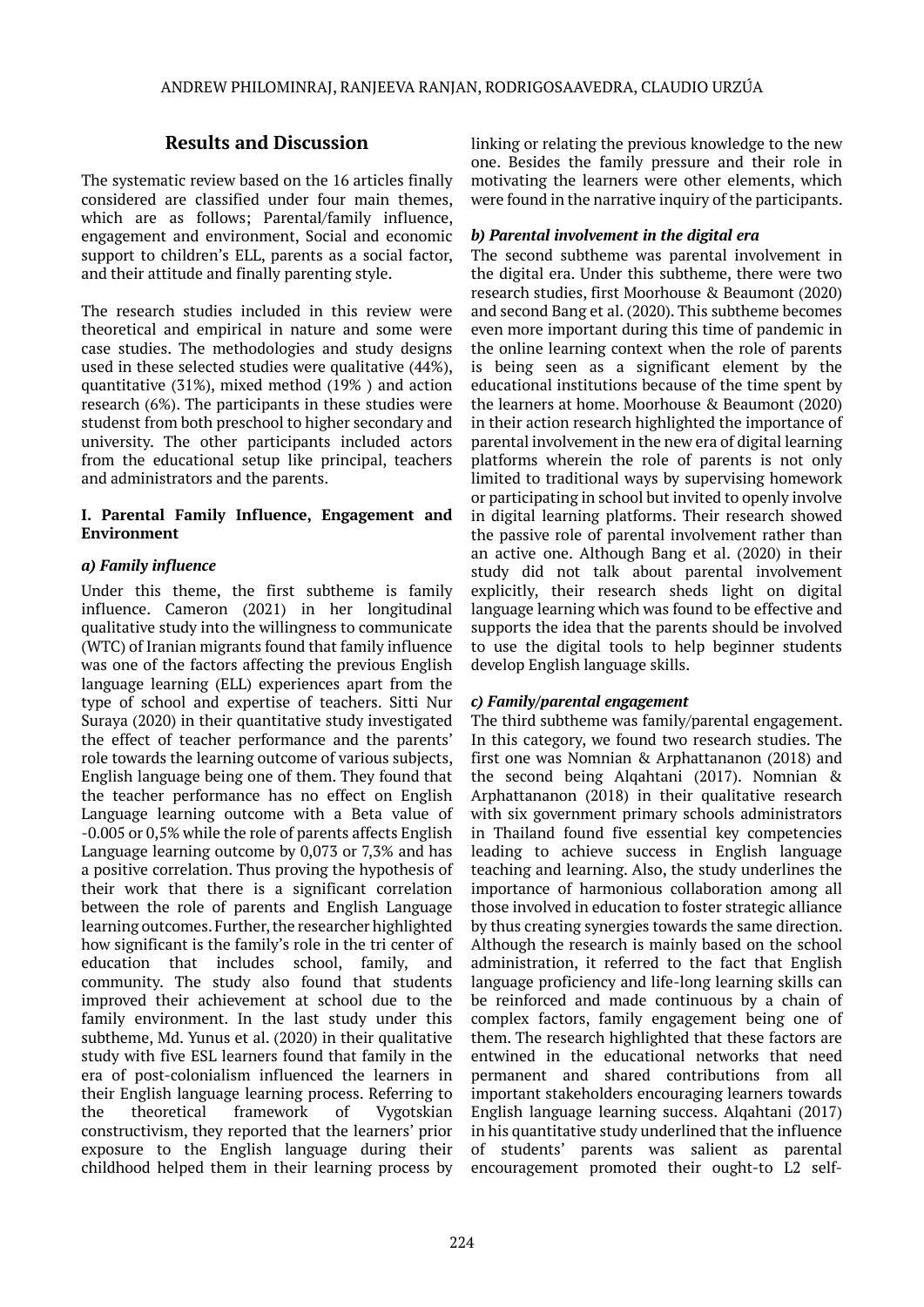## Results and Discussion

The systematic review based on the 16 articles finally considered are classified under four main themes, which are as follows; Parental/family influence, engagement and environment, Social and economic support to children's ELL, parents as a social factor, and their attitude and finally parenting style.

The research studies included in this review were theoretical and empirical in nature and some were case studies. The methodologies and study designs used in these selected studies were qualitative (44%), quantitative (31%), mixed method (19% ) and action research (6%). The participants in these studies were studenst from both preschool to higher secondary and university. The other participants included actors from the educational setup like principal, teachers and administrators and the parents.

### I. Parental Family Influence, Engagement and Environment

#### *a) Family influence*

Under this theme, the first subtheme is family influence. Cameron (2021) in her longitudinal qualitative study into the willingness to communicate (WTC) of Iranian migrants found that family influence was one of the factors affecting the previous English language learning (ELL) experiences apart from the type of school and expertise of teachers. Sitti Nur Suraya (2020) in their quantitative study investigated the effect of teacher performance and the parents' role towards the learning outcome of various subjects, English language being one of them. They found that the teacher performance has no effect on English Language learning outcome with a Beta value of -0.005 or 0,5% while the role of parents affects English Language learning outcome by 0,073 or 7,3% and has a positive correlation. Thus proving the hypothesis of their work that there is a significant correlation between the role of parents and English Language learning outcomes. Further, the researcher highlighted how significant is the family's role in the tri center of education that includes school, family, and community. The study also found that students improved their achievement at school due to the family environment. In the last study under this subtheme, Md. Yunus et al. (2020) in their qualitative study with five ESL learners found that family in the era of post-colonialism influenced the learners in their English language learning process. Referring to the theoretical framework of Vygotskian constructivism, they reported that the learners' prior exposure to the English language during their childhood helped them in their learning process by linking or relating the previous knowledge to the new one. Besides the family pressure and their role in motivating the learners were other elements, which were found in the narrative inquiry of the participants.

#### *b) Parental involvement in the digital era*

The second subtheme was parental involvement in the digital era. Under this subtheme, there were two research studies, first Moorhouse & Beaumont (2020) and second Bang et al. (2020). This subtheme becomes even more important during this time of pandemic in the online learning context when the role of parents is being seen as a significant element by the educational institutions because of the time spent by the learners at home. Moorhouse & Beaumont (2020) in their action research highlighted the importance of parental involvement in the new era of digital learning platforms wherein the role of parents is not only limited to traditional ways by supervising homework or participating in school but invited to openly involve in digital learning platforms. Their research showed the passive role of parental involvement rather than an active one. Although Bang et al. (2020) in their study did not talk about parental involvement explicitly, their research sheds light on digital language learning which was found to be effective and supports the idea that the parents should be involved to use the digital tools to help beginner students develop English language skills.

#### *c) Family/parental engagement*

The third subtheme was family/parental engagement. In this category, we found two research studies. The first one was Nomnian & Arphattananon (2018) and the second being Alqahtani (2017). Nomnian & Arphattananon (2018) in their qualitative research with six government primary schools administrators in Thailand found five essential key competencies leading to achieve success in English language teaching and learning. Also, the study underlines the importance of harmonious collaboration among all those involved in education to foster strategic alliance by thus creating synergies towards the same direction. Although the research is mainly based on the school administration, it referred to the fact that English language proficiency and life-long learning skills can be reinforced and made continuous by a chain of complex factors, family engagement being one of them. The research highlighted that these factors are entwined in the educational networks that need permanent and shared contributions from all important stakeholders encouraging learners towards English language learning success. Alqahtani (2017) in his quantitative study underlined that the influence of students' parents was salient as parental encouragement promoted their ought-to L2 self-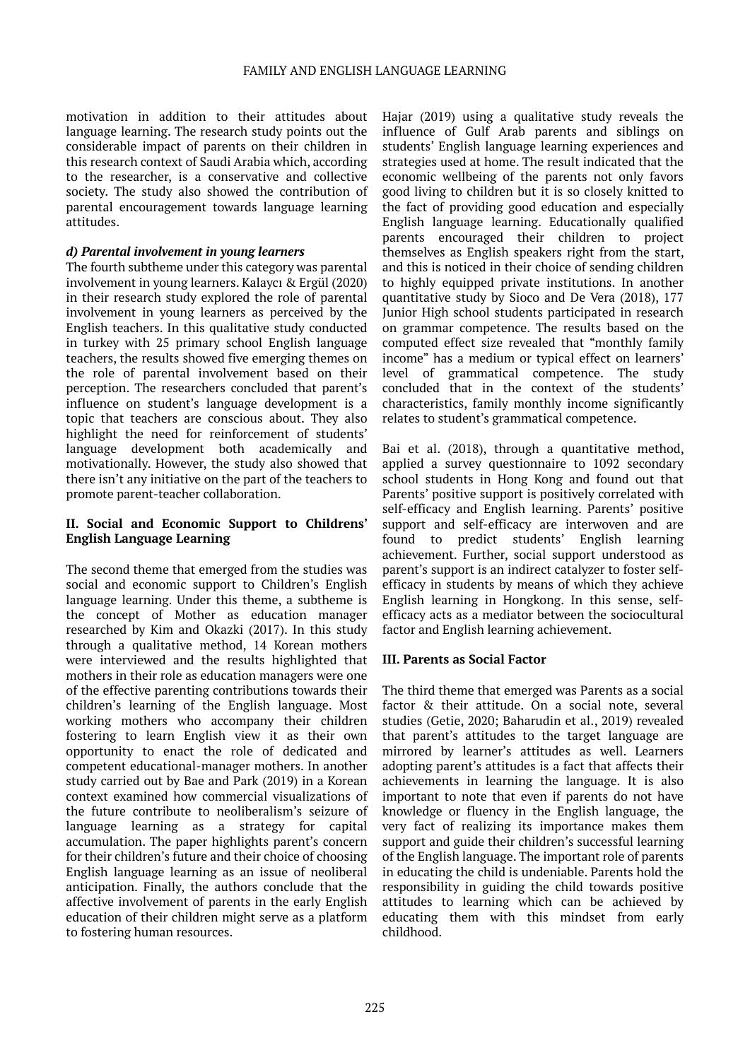motivation in addition to their attitudes about language learning. The research study points out the considerable impact of parents on their children in this research context of Saudi Arabia which, according to the researcher, is a conservative and collective society. The study also showed the contribution of parental encouragement towards language learning attitudes.

#### *d) Parental involvement in young learners*

The fourth subtheme under this category was parental involvement in young learners. Kalaycı & Ergül (2020) in their research study explored the role of parental involvement in young learners as perceived by the English teachers. In this qualitative study conducted in turkey with 25 primary school English language teachers, the results showed five emerging themes on the role of parental involvement based on their perception. The researchers concluded that parent's influence on student's language development is a topic that teachers are conscious about. They also highlight the need for reinforcement of students' language development both academically and motivationally. However, the study also showed that there isn't any initiative on the part of the teachers to promote parent-teacher collaboration.

### II. Social and Economic Support to Childrens' English Language Learning

The second theme that emerged from the studies was social and economic support to Children's English language learning. Under this theme, a subtheme is the concept of Mother as education manager researched by Kim and Okazki (2017). In this study through a qualitative method, 14 Korean mothers were interviewed and the results highlighted that mothers in their role as education managers were one of the effective parenting contributions towards their children's learning of the English language. Most working mothers who accompany their children fostering to learn English view it as their own opportunity to enact the role of dedicated and competent educational-manager mothers. In another study carried out by Bae and Park (2019) in a Korean context examined how commercial visualizations of the future contribute to neoliberalism's seizure of language learning as a strategy for capital accumulation. The paper highlights parent's concern for their children's future and their choice of choosing English language learning as an issue of neoliberal anticipation. Finally, the authors conclude that the affective involvement of parents in the early English education of their children might serve as a platform to fostering human resources.

Hajar (2019) using a qualitative study reveals the influence of Gulf Arab parents and siblings on students' English language learning experiences and strategies used at home. The result indicated that the economic wellbeing of the parents not only favors good living to children but it is so closely knitted to the fact of providing good education and especially English language learning. Educationally qualified parents encouraged their children to project themselves as English speakers right from the start, and this is noticed in their choice of sending children to highly equipped private institutions. In another quantitative study by Sioco and De Vera (2018), 177 Junior High school students participated in research on grammar competence. The results based on the computed effect size revealed that "monthly family income" has a medium or typical effect on learners' level of grammatical competence. The study concluded that in the context of the students' characteristics, family monthly income significantly relates to student's grammatical competence.

Bai et al. (2018), through a quantitative method, applied a survey questionnaire to 1092 secondary school students in Hong Kong and found out that Parents' positive support is positively correlated with self-efficacy and English learning. Parents' positive support and self-efficacy are interwoven and are found to predict students' English learning achievement. Further, social support understood as parent's support is an indirect catalyzer to foster self-efficacy in students by means of which they achieve English learning in Hongkong. In this sense, self-efficacy acts as a mediator between the sociocultural factor and English learning achievement.

### III. Parents as Social Factor

The third theme that emerged was Parents as a social factor & their attitude. On a social note, several studies (Getie, 2020; Baharudin et al., 2019) revealed that parent's attitudes to the target language are mirrored by learner's attitudes as well. Learners adopting parent's attitudes is a fact that affects their achievements in learning the language. It is also important to note that even if parents do not have knowledge or fluency in the English language, the very fact of realizing its importance makes them support and guide their children's successful learning of the English language. The important role of parents in educating the child is undeniable. Parents hold the responsibility in guiding the child towards positive attitudes to learning which can be achieved by educating them with this mindset from early childhood.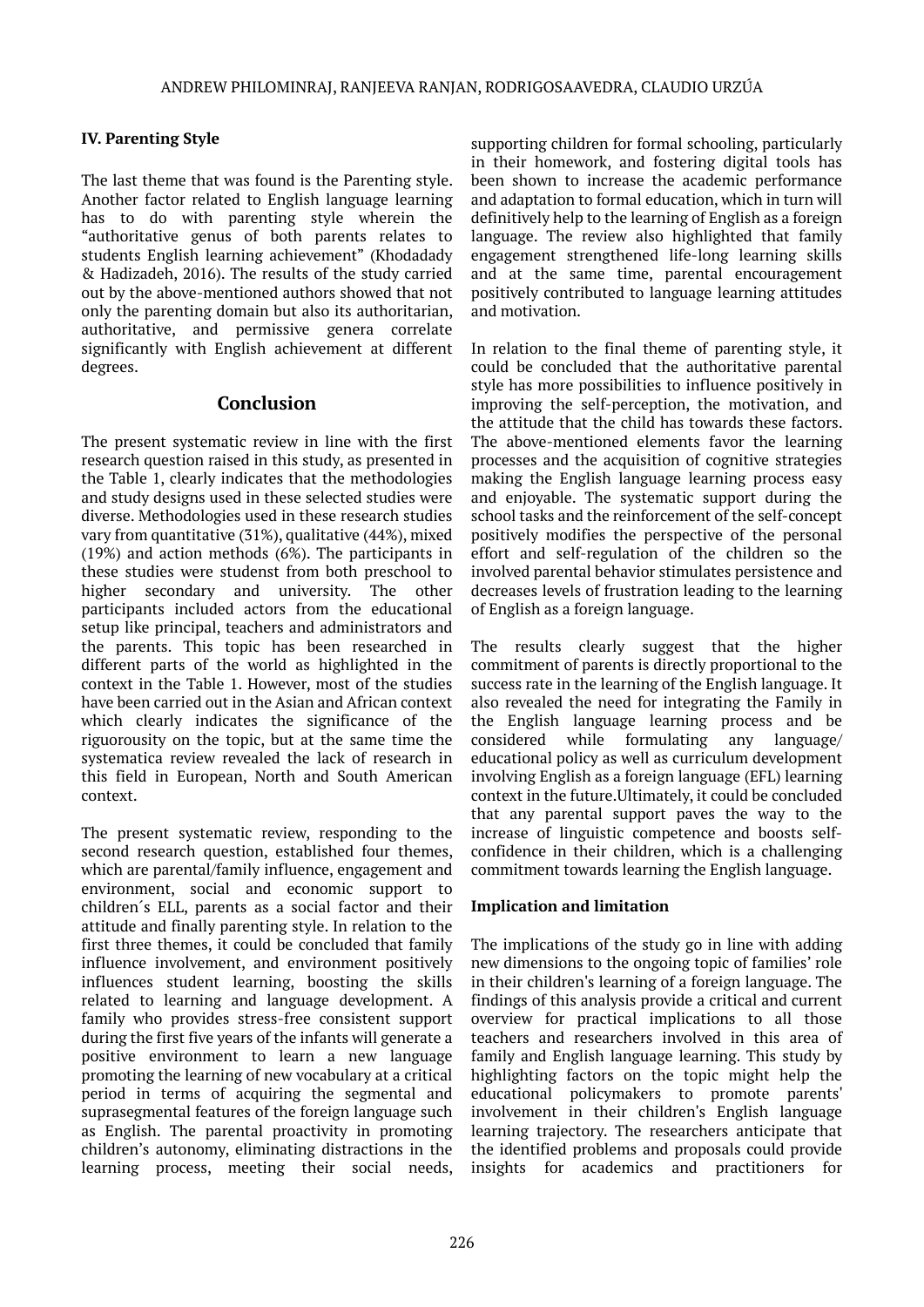### IV. Parenting Style

The last theme that was found is the Parenting style. Another factor related to English language learning has to do with parenting style wherein the "authoritative genus of both parents relates to students English learning achievement" (Khodadady & Hadizadeh, 2016). The results of the study carried out by the above-mentioned authors showed that not only the parenting domain but also its authoritarian, authoritative, and permissive genera correlate significantly with English achievement at different degrees.

## Conclusion

The present systematic review in line with the first research question raised in this study, as presented in the Table 1, clearly indicates that the methodologies and study designs used in these selected studies were diverse. Methodologies used in these research studies vary from quantitative (31%), qualitative (44%), mixed (19%) and action methods (6%). The participants in these studies were studenst from both preschool to higher secondary and university. The other participants included actors from the educational setup like principal, teachers and administrators and the parents. This topic has been researched in different parts of the world as highlighted in the context in the Table 1. However, most of the studies have been carried out in the Asian and African context which clearly indicates the significance of the riguorousity on the topic, but at the same time the systematica review revealed the lack of research in this field in European, North and South American context.

The present systematic review, responding to the second research question, established four themes, which are parental/family influence, engagement and environment, social and economic support to children´s ELL, parents as a social factor and their attitude and finally parenting style. In relation to the first three themes, it could be concluded that family influence involvement, and environment positively influences student learning, boosting the skills related to learning and language development. A family who provides stress-free consistent support during the first five years of the infants will generate a positive environment to learn a new language promoting the learning of new vocabulary at a critical period in terms of acquiring the segmental and suprasegmental features of the foreign language such as English. The parental proactivity in promoting children's autonomy, eliminating distractions in the learning process, meeting their social needs, supporting children for formal schooling, particularly in their homework, and fostering digital tools has been shown to increase the academic performance and adaptation to formal education, which in turn will definitively help to the learning of English as a foreign language. The review also highlighted that family engagement strengthened life-long learning skills and at the same time, parental encouragement positively contributed to language learning attitudes and motivation.

In relation to the final theme of parenting style, it could be concluded that the authoritative parental style has more possibilities to influence positively in improving the self-perception, the motivation, and the attitude that the child has towards these factors. The above-mentioned elements favor the learning processes and the acquisition of cognitive strategies making the English language learning process easy and enjoyable. The systematic support during the school tasks and the reinforcement of the self-concept positively modifies the perspective of the personal effort and self-regulation of the children so the involved parental behavior stimulates persistence and decreases levels of frustration leading to the learning of English as a foreign language.

The results clearly suggest that the higher commitment of parents is directly proportional to the success rate in the learning of the English language. It also revealed the need for integrating the Family in the English language learning process and be considered while formulating any language/ educational policy as well as curriculum development involving English as a foreign language (EFL) learning context in the future.Ultimately, it could be concluded that any parental support paves the way to the increase of linguistic competence and boosts self-confidence in their children, which is a challenging commitment towards learning the English language.

### Implication and limitation

The implications of the study go in line with adding new dimensions to the ongoing topic of families' role in their children's learning of a foreign language. The findings of this analysis provide a critical and current overview for practical implications to all those teachers and researchers involved in this area of family and English language learning. This study by highlighting factors on the topic might help the educational policymakers to promote parents' involvement in their children's English language learning trajectory. The researchers anticipate that the identified problems and proposals could provide insights for academics and practitioners for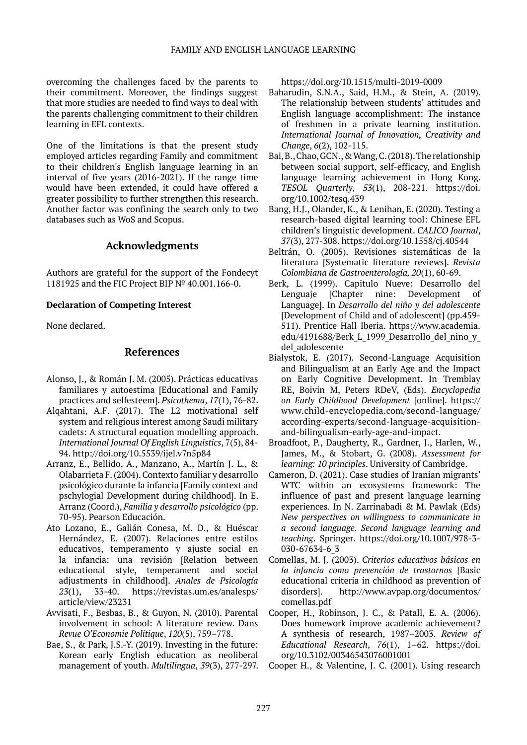overcoming the challenges faced by the parents to their commitment. Moreover, the findings suggest that more studies are needed to find ways to deal with the parents challenging commitment to their children learning in EFL contexts.

One of the limitations is that the present study employed articles regarding Family and commitment to their children's English language learning in an interval of five years (2016-2021). If the range time would have been extended, it could have offered a greater possibility to further strengthen this research. Another factor was confining the search only to two databases such as WoS and Scopus.

## Acknowledgments

Authors are grateful for the support of the Fondecyt 1181925 and the FIC Project BIP Nº 40.001.166-0.

**Declaration of Competing Interest**

None declared.

## References

Alonso, J., & Román J. M. (2005). Prácticas educativas familiares y autoestima [Educational and Family practices and selfesteem]. *Psicothema*, *17*(1), 76-82.

Alqahtani, A.F. (2017). The L2 motivational self system and religious interest among Saudi military cadets: A structural equation modelling approach. *International Journal Of English Linguistics*, 7(5), 84-94. http://doi.org/10.5539/ijel.v7n5p84

Arranz, E., Bellido, A., Manzano, A., Martín J. L., & Olabarrieta F. (2004). Contexto familiar y desarrollo psicológico durante la infancia [Family context and pschylogial Development during childhood]. In E. Arranz (Coord.), *Familia y desarrollo psicológico* (pp. 70-95). Pearson Educación.

Ato Lozano, E., Galián Conesa, M. D., & Huéscar Hernández, E. (2007). Relaciones entre estilos educativos, temperamento y ajuste social en la infancia: una revisión [Relation between educational style, temperament and social adjustments in childhood]. *Anales de Psicología 23*(1), 33-40. https://revistas.um.es/analesps/article/view/23231

Avvisati, F., Besbas, B., & Guyon, N. (2010). Parental involvement in school: A literature review. Dans *Revue O'Economie Politique*, *120*(5), 759–778.

Bae, S., & Park, J.S.-Y. (2019). Investing in the future: Korean early English education as neoliberal management of youth. *Multilingua*, *39*(3), 277-297. https://doi.org/10.1515/multi-2019-0009

Baharudin, S.N.A., Said, H.M., & Stein, A. (2019). The relationship between students' attitudes and English language accomplishment: The instance of freshmen in a private learning institution. *International Journal of Innovation, Creativity and Change*, *6*(2), 102-115.

Bai, B., Chao, GCN., & Wang, C. (2018). The relationship between social support, self-efficacy, and English language learning achievement in Hong Kong. *TESOL Quarterly*, *53*(1), 208-221. https://doi.org/10.1002/tesq.439

Bang, H.J., Olander, K., & Lenihan, E. (2020). Testing a research-based digital learning tool: Chinese EFL children's linguistic development. *CALICO Journal*, *37*(3), 277-308. https://doi.org/10.1558/cj.40544

Beltrán, O. (2005). Revisiones sistemáticas de la literatura [Systematic literature reviews]. *Revista Colombiana de Gastroenterología, 20*(1), 60-69.

Berk, L. (1999). Capitulo Nueve: Desarrollo del Lenguaje [Chapter nine: Development of Language]. In *Desarrollo del niño y del adolescente* [Development of Child and of adolescent] (pp.459-511). Prentice Hall Iberia. https://www.academia.edu/4191688/Berk_L_1999_Desarrollo_del_nino_y_del_adolescente

Bialystok, E. (2017). Second-Language Acquisition and Bilingualism at an Early Age and the Impact on Early Cognitive Development. In Tremblay RE, Boivin M, Peters RDeV, (Eds). *Encyclopedia on Early Childhood Development* [online]. https://www.child-encyclopedia.com/second-language/according-experts/second-language-acquisition-and-bilingualism-early-age-and-impact.

Broadfoot, P., Daugherty, R., Gardner, J., Harlen, W., James, M., & Stobart, G. (2008). *Assessment for learning: 10 principles*. University of Cambridge.

Cameron, D. (2021). Case studies of Iranian migrants' WTC within an ecosystems framework: The influence of past and present language learning experiences. In N. Zarrinabadi & M. Pawlak (Eds) *New perspectives on willingness to communicate in a second language. Second language learning and teaching*. Springer. https://doi.org/10.1007/978-3-030-67634-6_3

Comellas, M. J. (2003). *Criterios educativos básicos en la infancia como prevención de trastornos* [Basic educational criteria in childhood as prevention of disorders]. http://www.avpap.org/documentos/comellas.pdf

Cooper, H., Robinson, J. C., & Patall, E. A. (2006). Does homework improve academic achievement? A synthesis of research, 1987–2003. *Review of Educational Research*, *76*(1), 1–62. https://doi.org/10.3102/00346543076001001

Cooper H., & Valentine, J. C. (2001). Using research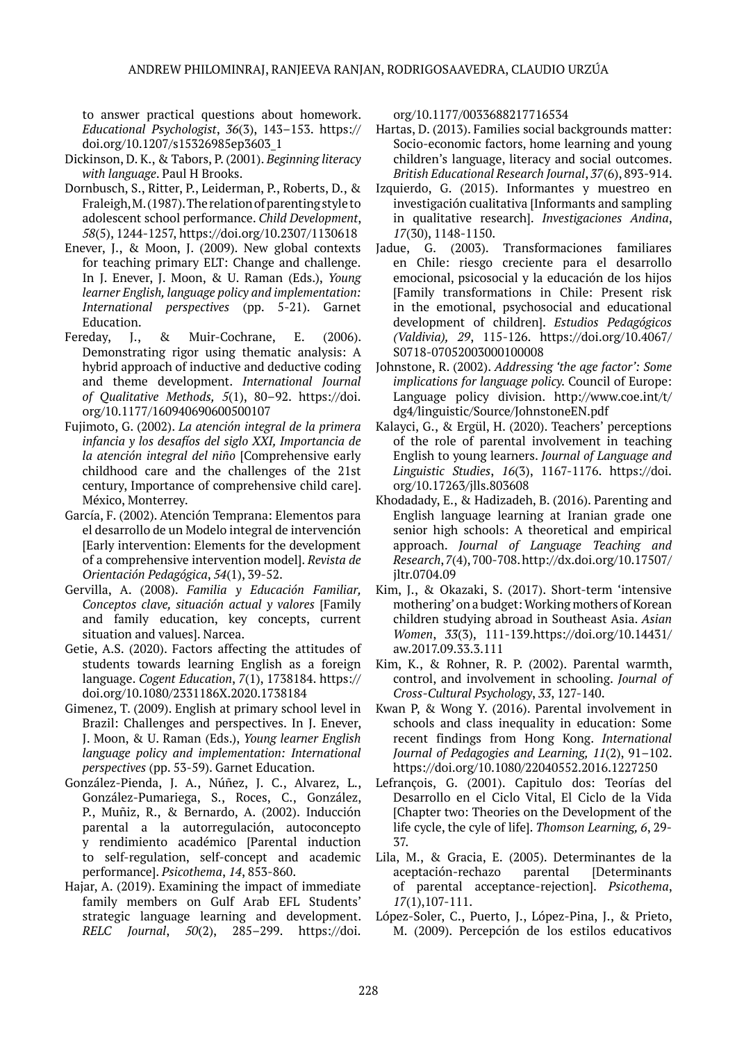to answer practical questions about homework. *Educational Psychologist*, *36*(3), 143–153. https://doi.org/10.1207/s15326985ep3603_1

Dickinson, D. K., & Tabors, P. (2001). *Beginning literacy with language*. Paul H Brooks.

Dornbusch, S., Ritter, P., Leiderman, P., Roberts, D., & Fraleigh, M. (1987). The relation of parenting style to adolescent school performance. *Child Development*, *58*(5), 1244-1257, https://doi.org/10.2307/1130618

Enever, J., & Moon, J. (2009). New global contexts for teaching primary ELT: Change and challenge. In J. Enever, J. Moon, & U. Raman (Eds.), *Young learner English, language policy and implementation: International perspectives* (pp. 5-21). Garnet Education.

Fereday, J., & Muir-Cochrane, E. (2006). Demonstrating rigor using thematic analysis: A hybrid approach of inductive and deductive coding and theme development. *International Journal of Qualitative Methods, 5*(1), 80–92. https://doi.org/10.1177/160940690600500107

Fujimoto, G. (2002). *La atención integral de la primera infancia y los desafíos del siglo XXI, Importancia de la atención integral del niño* [Comprehensive early childhood care and the challenges of the 21st century, Importance of comprehensive child care]. México, Monterrey.

García, F. (2002). Atención Temprana: Elementos para el desarrollo de un Modelo integral de intervención [Early intervention: Elements for the development of a comprehensive intervention model]. *Revista de Orientación Pedagógica*, *54*(1), 39-52.

Gervilla, A. (2008). *Familia y Educación Familiar, Conceptos clave, situación actual y valores* [Family and family education, key concepts, current situation and values]. Narcea.

Getie, A.S. (2020). Factors affecting the attitudes of students towards learning English as a foreign language. *Cogent Education*, *7*(1), 1738184. https://doi.org/10.1080/2331186X.2020.1738184

Gimenez, T. (2009). English at primary school level in Brazil: Challenges and perspectives. In J. Enever, J. Moon, & U. Raman (Eds.), *Young learner English language policy and implementation: International perspectives* (pp. 53-59). Garnet Education.

González-Pienda, J. A., Núñez, J. C., Alvarez, L., González-Pumariega, S., Roces, C., González, P., Muñiz, R., & Bernardo, A. (2002). Inducción parental a la autorregulación, autoconcepto y rendimiento académico [Parental induction to self-regulation, self-concept and academic performance]. *Psicothema*, *14*, 853-860.

Hajar, A. (2019). Examining the impact of immediate family members on Gulf Arab EFL Students' strategic language learning and development. *RELC Journal*, *50*(2), 285–299. https://doi.org/10.1177/0033688217716534

Hartas, D. (2013). Families social backgrounds matter: Socio-economic factors, home learning and young children's language, literacy and social outcomes. *British Educational Research Journal*, *37*(6), 893-914.

Izquierdo, G. (2015). Informantes y muestreo en investigación cualitativa [Informants and sampling in qualitative research]. *Investigaciones Andina*, *17*(30), 1148-1150.

Jadue, G. (2003). Transformaciones familiares en Chile: riesgo creciente para el desarrollo emocional, psicosocial y la educación de los hijos [Family transformations in Chile: Present risk in the emotional, psychosocial and educational development of children]. *Estudios Pedagógicos (Valdivia), 29*, 115-126. https://doi.org/10.4067/S0718-07052003000100008

Johnstone, R. (2002). *Addressing 'the age factor': Some implications for language policy.* Council of Europe: Language policy division. http://www.coe.int/t/dg4/linguistic/Source/JohnstoneEN.pdf

Kalayci, G., & Ergül, H. (2020). Teachers' perceptions of the role of parental involvement in teaching English to young learners. *Journal of Language and Linguistic Studies*, *16*(3), 1167-1176. https://doi.org/10.17263/jlls.803608

Khodadady, E., & Hadizadeh, B. (2016). Parenting and English language learning at Iranian grade one senior high schools: A theoretical and empirical approach. *Journal of Language Teaching and Research*, *7*(4), 700-708. http://dx.doi.org/10.17507/jltr.0704.09

Kim, J., & Okazaki, S. (2017). Short-term 'intensive mothering' on a budget: Working mothers of Korean children studying abroad in Southeast Asia. *Asian Women*, *33*(3), 111-139.https://doi.org/10.14431/aw.2017.09.33.3.111

Kim, K., & Rohner, R. P. (2002). Parental warmth, control, and involvement in schooling. *Journal of Cross-Cultural Psychology*, *33*, 127-140.

Kwan P, & Wong Y. (2016). Parental involvement in schools and class inequality in education: Some recent findings from Hong Kong. *International Journal of Pedagogies and Learning, 11*(2), 91–102. https://doi.org/10.1080/22040552.2016.1227250

Lefrançois, G. (2001). Capitulo dos: Teorías del Desarrollo en el Ciclo Vital, El Ciclo de la Vida [Chapter two: Theories on the Development of the life cycle, the cyle of life]. *Thomson Learning, 6*, 29-37.

Lila, M., & Gracia, E. (2005). Determinantes de la aceptación-rechazo parental [Determinants of parental acceptance-rejection]. *Psicothema*, *17*(1),107-111.

López-Soler, C., Puerto, J., López-Pina, J., & Prieto, M. (2009). Percepción de los estilos educativos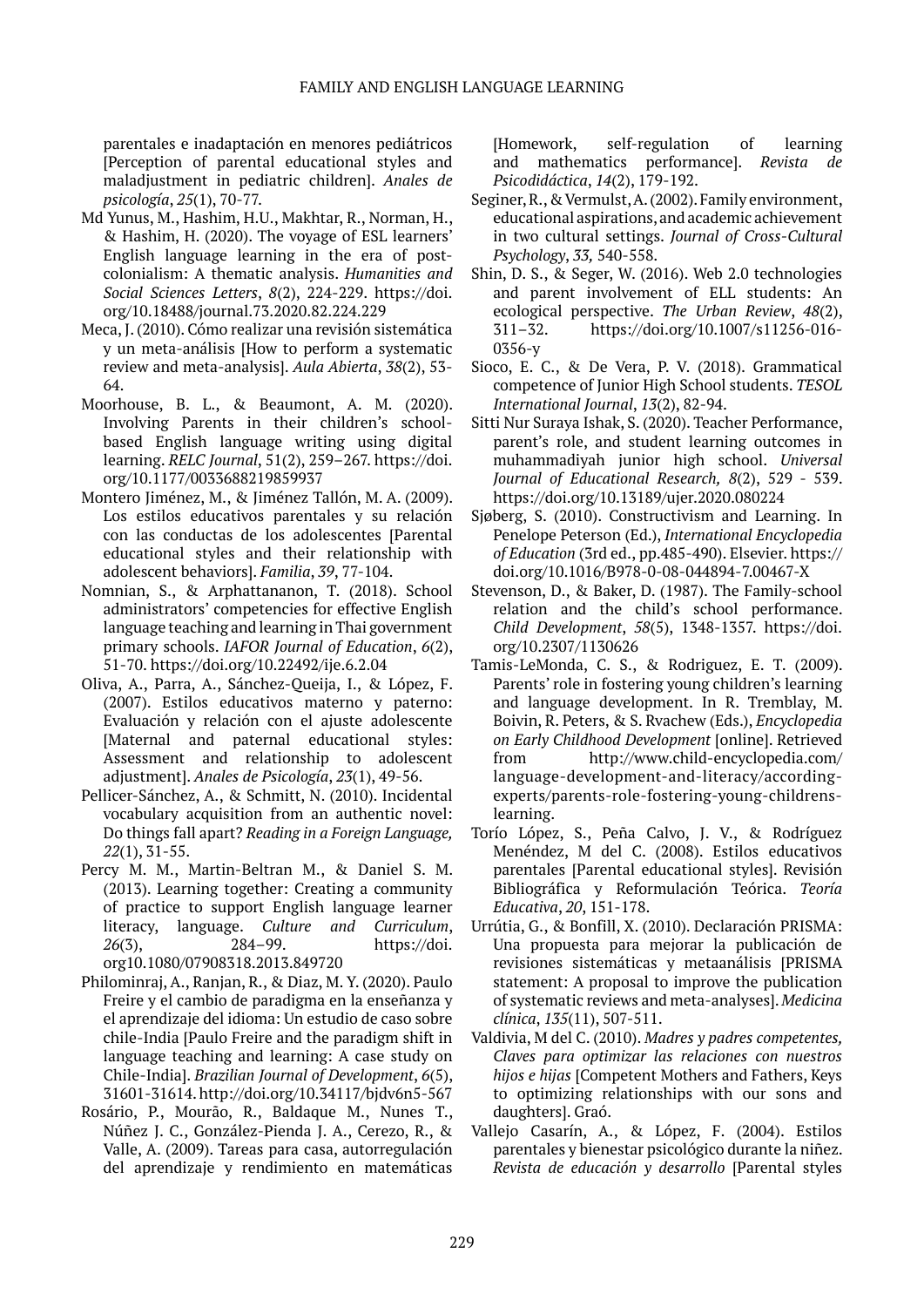parentales e inadaptación en menores pediátricos [Perception of parental educational styles and maladjustment in pediatric children]. *Anales de psicología*, *25*(1), 70-77.

Md Yunus, M., Hashim, H.U., Makhtar, R., Norman, H., & Hashim, H. (2020). The voyage of ESL learners' English language learning in the era of post-colonialism: A thematic analysis. *Humanities and Social Sciences Letters*, *8*(2), 224-229. https://doi.org/10.18488/journal.73.2020.82.224.229

Meca, J. (2010). Cómo realizar una revisión sistemática y un meta-análisis [How to perform a systematic review and meta-analysis]. *Aula Abierta*, *38*(2), 53-64.

Moorhouse, B. L., & Beaumont, A. M. (2020). Involving Parents in their children's school-based English language writing using digital learning. *RELC Journal*, 51(2), 259–267. https://doi.org/10.1177/0033688219859937

Montero Jiménez, M., & Jiménez Tallón, M. A. (2009). Los estilos educativos parentales y su relación con las conductas de los adolescentes [Parental educational styles and their relationship with adolescent behaviors]. *Familia*, *39*, 77-104.

Nomnian, S., & Arphattananon, T. (2018). School administrators' competencies for effective English language teaching and learning in Thai government primary schools. *IAFOR Journal of Education*, *6*(2), 51-70. https://doi.org/10.22492/ije.6.2.04

Oliva, A., Parra, A., Sánchez-Queija, I., & López, F. (2007). Estilos educativos materno y paterno: Evaluación y relación con el ajuste adolescente [Maternal and paternal educational styles: Assessment and relationship to adolescent adjustment]. *Anales de Psicología*, *23*(1), 49-56.

Pellicer-Sánchez, A., & Schmitt, N. (2010). Incidental vocabulary acquisition from an authentic novel: Do things fall apart? *Reading in a Foreign Language, 22*(1), 31-55.

Percy M. M., Martin-Beltran M., & Daniel S. M. (2013). Learning together: Creating a community of practice to support English language learner literacy, language. *Culture and Curriculum*, *26*(3), 284–99. https://doi.org10.1080/07908318.2013.849720

Philominraj, A., Ranjan, R., & Diaz, M. Y. (2020). Paulo Freire y el cambio de paradigma en la enseñanza y el aprendizaje del idioma: Un estudio de caso sobre chile-India [Paulo Freire and the paradigm shift in language teaching and learning: A case study on Chile-India]. *Brazilian Journal of Development*, *6*(5), 31601-31614. http://doi.org/10.34117/bjdv6n5-567

Rosário, P., Mourão, R., Baldaque M., Nunes T., Núñez J. C., González-Pienda J. A., Cerezo, R., & Valle, A. (2009). Tareas para casa, autorregulación del aprendizaje y rendimiento en matemáticas [Homework, self-regulation of learning and mathematics performance]. *Revista de Psicodidáctica*, *14*(2), 179-192.

Seginer, R., & Vermulst, A. (2002). Family environment, educational aspirations, and academic achievement in two cultural settings. *Journal of Cross-Cultural Psychology*, *33,* 540-558.

Shin, D. S., & Seger, W. (2016). Web 2.0 technologies and parent involvement of ELL students: An ecological perspective. *The Urban Review*, *48*(2), 311–32. https://doi.org/10.1007/s11256-016-0356-y

Sioco, E. C., & De Vera, P. V. (2018). Grammatical competence of Junior High School students. *TESOL International Journal*, *13*(2), 82-94.

Sitti Nur Suraya Ishak, S. (2020). Teacher Performance, parent's role, and student learning outcomes in muhammadiyah junior high school. *Universal Journal of Educational Research, 8*(2), 529 - 539. https://doi.org/10.13189/ujer.2020.080224

Sjøberg, S. (2010). Constructivism and Learning. In Penelope Peterson (Ed.), *International Encyclopedia of Education* (3rd ed., pp.485-490). Elsevier. https://doi.org/10.1016/B978-0-08-044894-7.00467-X

Stevenson, D., & Baker, D. (1987). The Family-school relation and the child's school performance. *Child Development*, *58*(5), 1348-1357. https://doi.org/10.2307/1130626

Tamis-LeMonda, C. S., & Rodriguez, E. T. (2009). Parents' role in fostering young children's learning and language development. In R. Tremblay, M. Boivin, R. Peters, & S. Rvachew (Eds.), *Encyclopedia on Early Childhood Development* [online]. Retrieved from http://www.child-encyclopedia.com/language-development-and-literacy/according-experts/parents-role-fostering-young-childrens-learning.

Torío López, S., Peña Calvo, J. V., & Rodríguez Menéndez, M del C. (2008). Estilos educativos parentales [Parental educational styles]. Revisión Bibliográfica y Reformulación Teórica. *Teoría Educativa*, *20*, 151-178.

Urrútia, G., & Bonfill, X. (2010). Declaración PRISMA: Una propuesta para mejorar la publicación de revisiones sistemáticas y metaanálisis [PRISMA statement: A proposal to improve the publication of systematic reviews and meta-analyses]. *Medicina clínica*, *135*(11), 507-511.

Valdivia, M del C. (2010). *Madres y padres competentes, Claves para optimizar las relaciones con nuestros hijos e hijas* [Competent Mothers and Fathers, Keys to optimizing relationships with our sons and daughters]. Graó.

Vallejo Casarín, A., & López, F. (2004). Estilos parentales y bienestar psicológico durante la niñez. *Revista de educación y desarrollo* [Parental styles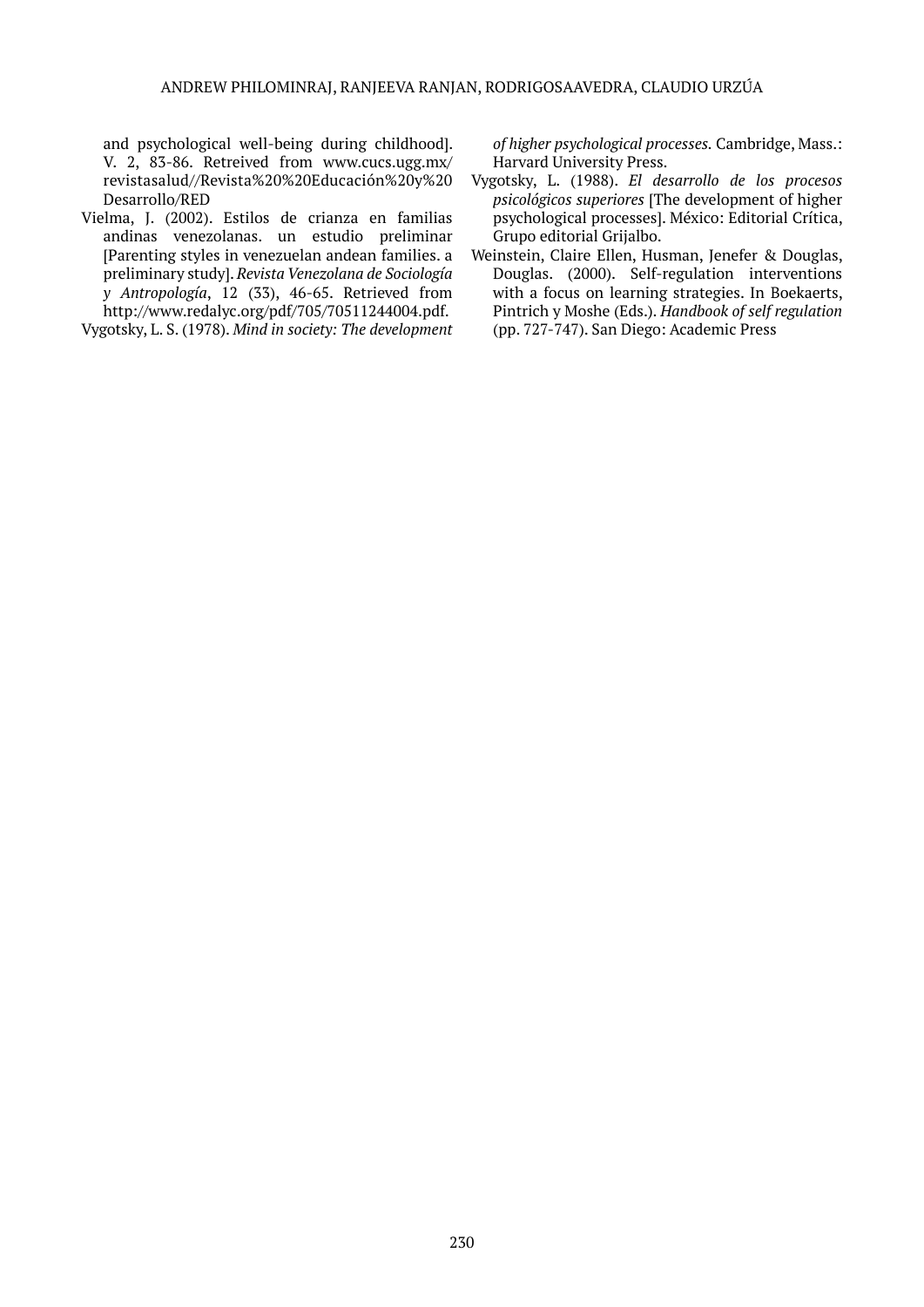and psychological well-being during childhood]. V. 2, 83-86. Retreived from www.cucs.ugg.mx/revistasalud//Revista%20%20Educación%20y%20Desarrollo/RED

Vielma, J. (2002). Estilos de crianza en familias andinas venezolanas. un estudio preliminar [Parenting styles in venezuelan andean families. a preliminary study]. *Revista Venezolana de Sociología y Antropología*, 12 (33), 46-65. Retrieved from http://www.redalyc.org/pdf/705/70511244004.pdf.

Vygotsky, L. S. (1978). *Mind in society: The development of higher psychological processes.* Cambridge, Mass.: Harvard University Press.

Vygotsky, L. (1988). *El desarrollo de los procesos psicológicos superiores* [The development of higher psychological processes]. México: Editorial Crítica, Grupo editorial Grijalbo.

Weinstein, Claire Ellen, Husman, Jenefer & Douglas, Douglas. (2000). Self-regulation interventions with a focus on learning strategies. In Boekaerts, Pintrich y Moshe (Eds.). *Handbook of self regulation* (pp. 727-747). San Diego: Academic Press